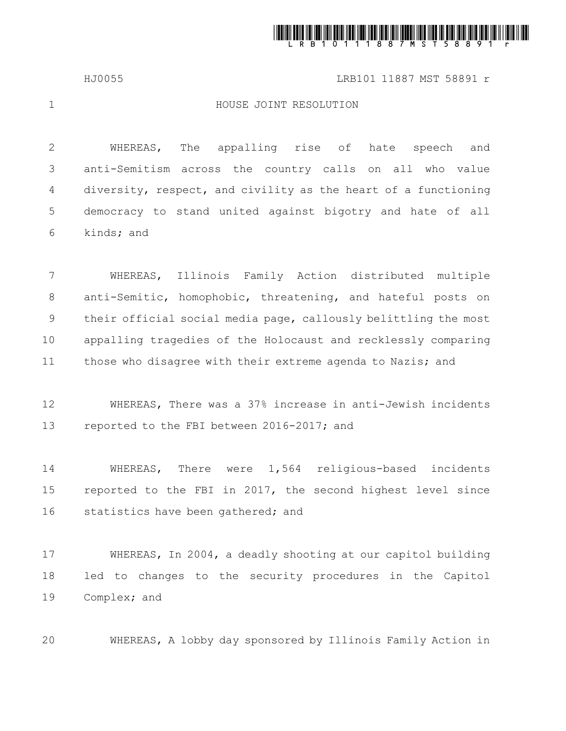# HOUSE JOINT RESOLUTION

WHEREAS, The appalling rise of hate speech and anti-Semitism across the country calls on all who value diversity, respect, and civility as the heart of a functioning democracy to stand united against bigotry and hate of all kinds; and

WHEREAS, Illinois Family Action distributed multiple anti-Semitic, homophobic, threatening, and hateful posts on their official social media page, callously belittling the most appalling tragedies of the Holocaust and recklessly comparing those who disagree with their extreme agenda to Nazis; and

WHEREAS, There was a 37% increase in anti-Jewish incidents reported to the FBI between 2016-2017; and

WHEREAS, There were 1,564 religious-based incidents reported to the FBI in 2017, the second highest level since statistics have been gathered; and

WHEREAS, In 2004, a deadly shooting at our capitol building led to changes to the security procedures in the Capitol Complex; and

WHEREAS, A lobby day sponsored by Illinois Family Action in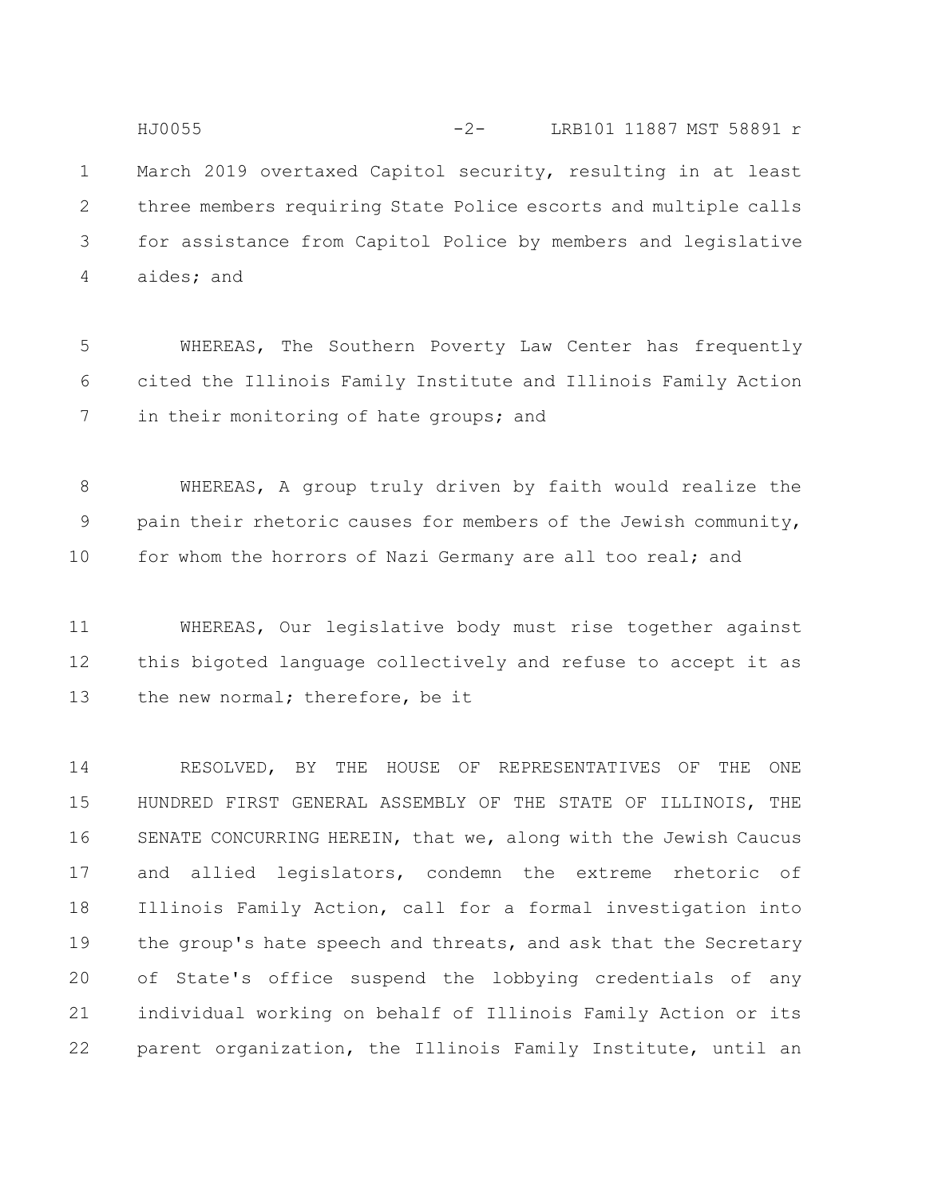March 2019 overtaxed Capitol security, resulting in at least three members requiring State Police escorts and multiple calls for assistance from Capitol Police by members and legislative aides; and

WHEREAS, The Southern Poverty Law Center has frequently cited the Illinois Family Institute and Illinois Family Action in their monitoring of hate groups; and

WHEREAS, A group truly driven by faith would realize the pain their rhetoric causes for members of the Jewish community, for whom the horrors of Nazi Germany are all too real; and

WHEREAS, Our legislative body must rise together against this bigoted language collectively and refuse to accept it as the new normal; therefore, be it

RESOLVED, BY THE HOUSE OF REPRESENTATIVES OF THE ONE HUNDRED FIRST GENERAL ASSEMBLY OF THE STATE OF ILLINOIS, THE SENATE CONCURRING HEREIN, that we, along with the Jewish Caucus and allied legislators, condemn the extreme rhetoric of Illinois Family Action, call for a formal investigation into the group's hate speech and threats, and ask that the Secretary of State's office suspend the lobbying credentials of any individual working on behalf of Illinois Family Action or its parent organization, the Illinois Family Institute, until an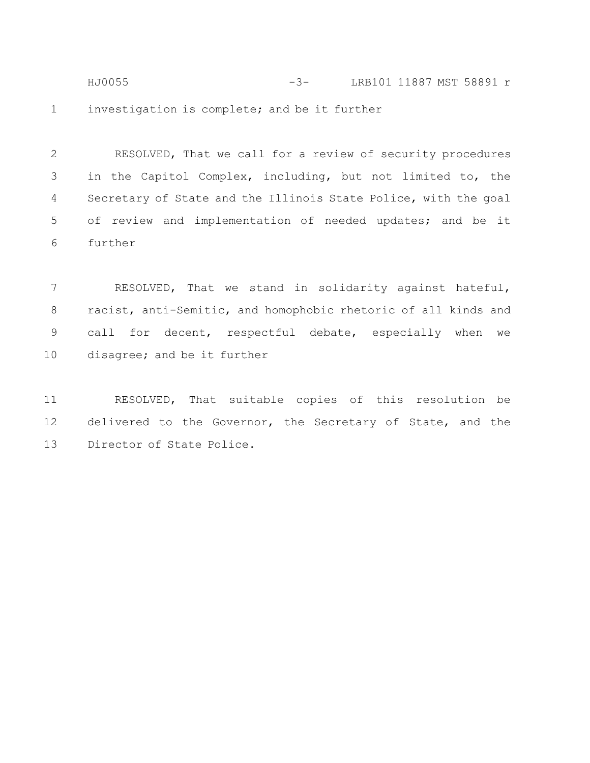investigation is complete; and be it further

RESOLVED, That we call for a review of security procedures in the Capitol Complex, including, but not limited to, the Secretary of State and the Illinois State Police, with the goal of review and implementation of needed updates; and be it further

RESOLVED, That we stand in solidarity against hateful, racist, anti-Semitic, and homophobic rhetoric of all kinds and call for decent, respectful debate, especially when we disagree; and be it further

RESOLVED, That suitable copies of this resolution be delivered to the Governor, the Secretary of State, and the Director of State Police.